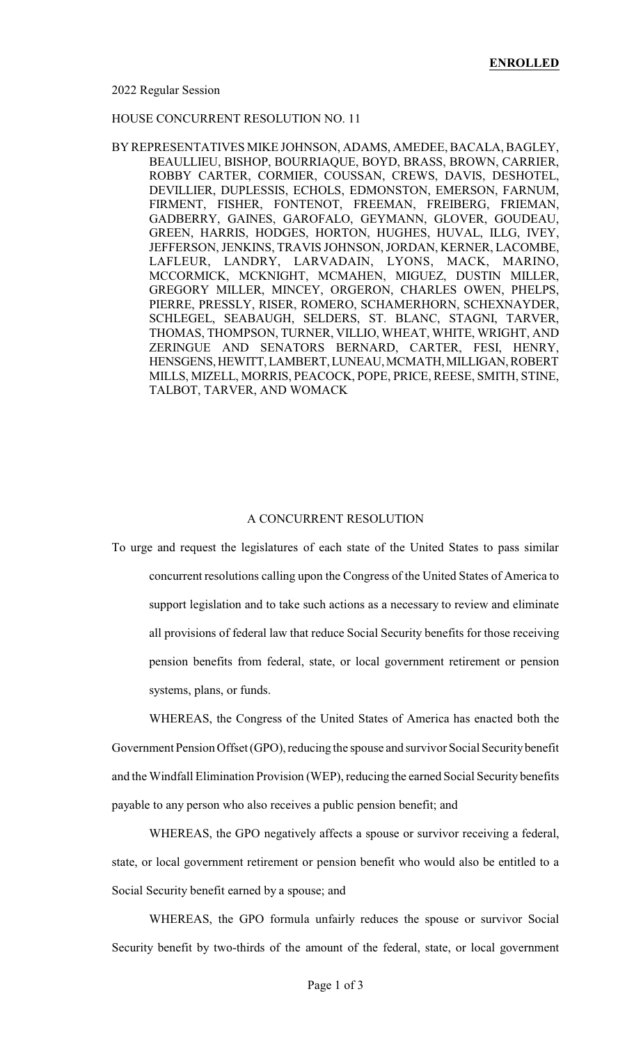**ENROLLED**

2022 Regular Session

HOUSE CONCURRENT RESOLUTION NO. 11

BY REPRESENTATIVES MIKE JOHNSON, ADAMS, AMEDEE, BACALA, BAGLEY, BEAULLIEU, BISHOP, BOURRIAQUE, BOYD, BRASS, BROWN, CARRIER, ROBBY CARTER, CORMIER, COUSSAN, CREWS, DAVIS, DESHOTEL, DEVILLIER, DUPLESSIS, ECHOLS, EDMONSTON, EMERSON, FARNUM, FIRMENT, FISHER, FONTENOT, FREEMAN, FREIBERG, FRIEMAN, GADBERRY, GAINES, GAROFALO, GEYMANN, GLOVER, GOUDEAU, GREEN, HARRIS, HODGES, HORTON, HUGHES, HUVAL, ILLG, IVEY, JEFFERSON, JENKINS, TRAVIS JOHNSON, JORDAN, KERNER, LACOMBE, LAFLEUR, LANDRY, LARVADAIN, LYONS, MACK, MARINO, MCCORMICK, MCKNIGHT, MCMAHEN, MIGUEZ, DUSTIN MILLER, GREGORY MILLER, MINCEY, ORGERON, CHARLES OWEN, PHELPS, PIERRE, PRESSLY, RISER, ROMERO, SCHAMERHORN, SCHEXNAYDER, SCHLEGEL, SEABAUGH, SELDERS, ST. BLANC, STAGNI, TARVER, THOMAS, THOMPSON, TURNER, VILLIO, WHEAT, WHITE, WRIGHT, AND ZERINGUE AND SENATORS BERNARD, CARTER, FESI, HENRY, HENSGENS, HEWITT, LAMBERT, LUNEAU, MCMATH, MILLIGAN, ROBERT MILLS, MIZELL, MORRIS, PEACOCK, POPE, PRICE, REESE, SMITH, STINE, TALBOT, TARVER, AND WOMACK

A CONCURRENT RESOLUTION

To urge and request the legislatures of each state of the United States to pass similar concurrent resolutions calling upon the Congress of the United States of America to support legislation and to take such actions as a necessary to review and eliminate all provisions of federal law that reduce Social Security benefits for those receiving pension benefits from federal, state, or local government retirement or pension systems, plans, or funds.

WHEREAS, the Congress of the United States of America has enacted both the Government Pension Offset (GPO), reducing the spouse and survivor Social Security benefit and the Windfall Elimination Provision (WEP), reducing the earned Social Security benefits payable to any person who also receives a public pension benefit; and

WHEREAS, the GPO negatively affects a spouse or survivor receiving a federal, state, or local government retirement or pension benefit who would also be entitled to a Social Security benefit earned by a spouse; and

WHEREAS, the GPO formula unfairly reduces the spouse or survivor Social Security benefit by two-thirds of the amount of the federal, state, or local government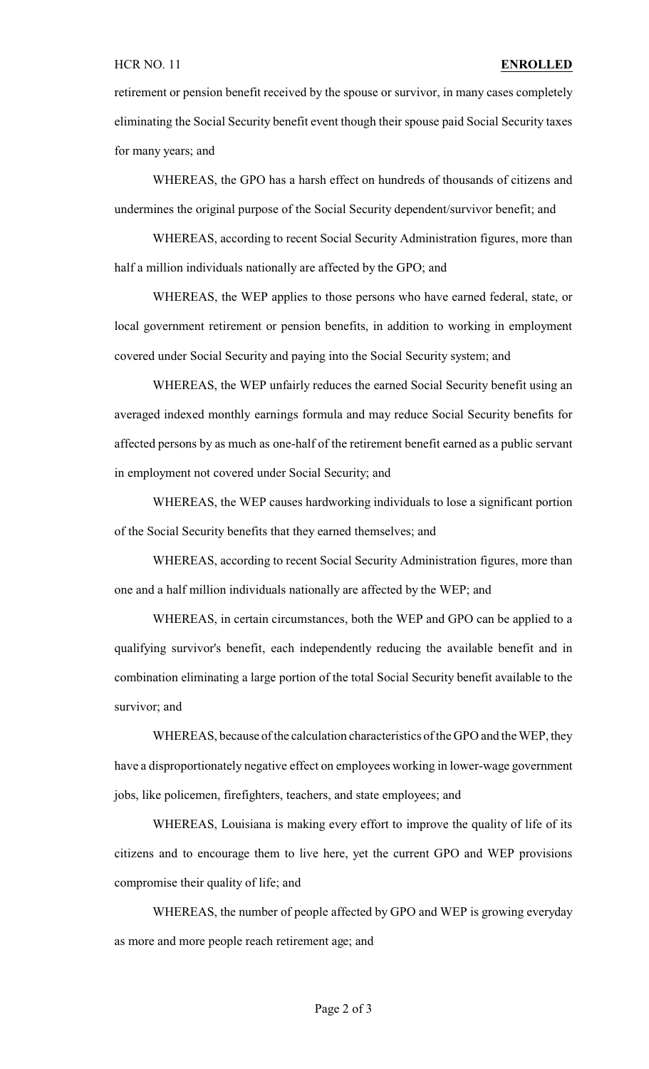retirement or pension benefit received by the spouse or survivor, in many cases completely eliminating the Social Security benefit event though their spouse paid Social Security taxes for many years; and

WHEREAS, the GPO has a harsh effect on hundreds of thousands of citizens and undermines the original purpose of the Social Security dependent/survivor benefit; and

WHEREAS, according to recent Social Security Administration figures, more than half a million individuals nationally are affected by the GPO; and

WHEREAS, the WEP applies to those persons who have earned federal, state, or local government retirement or pension benefits, in addition to working in employment covered under Social Security and paying into the Social Security system; and

WHEREAS, the WEP unfairly reduces the earned Social Security benefit using an averaged indexed monthly earnings formula and may reduce Social Security benefits for affected persons by as much as one-half of the retirement benefit earned as a public servant in employment not covered under Social Security; and

WHEREAS, the WEP causes hardworking individuals to lose a significant portion of the Social Security benefits that they earned themselves; and

WHEREAS, according to recent Social Security Administration figures, more than one and a half million individuals nationally are affected by the WEP; and

WHEREAS, in certain circumstances, both the WEP and GPO can be applied to a qualifying survivor's benefit, each independently reducing the available benefit and in combination eliminating a large portion of the total Social Security benefit available to the survivor; and

WHEREAS, because of the calculation characteristics of the GPO and the WEP, they have a disproportionately negative effect on employees working in lower-wage government jobs, like policemen, firefighters, teachers, and state employees; and

WHEREAS, Louisiana is making every effort to improve the quality of life of its citizens and to encourage them to live here, yet the current GPO and WEP provisions compromise their quality of life; and

WHEREAS, the number of people affected by GPO and WEP is growing everyday as more and more people reach retirement age; and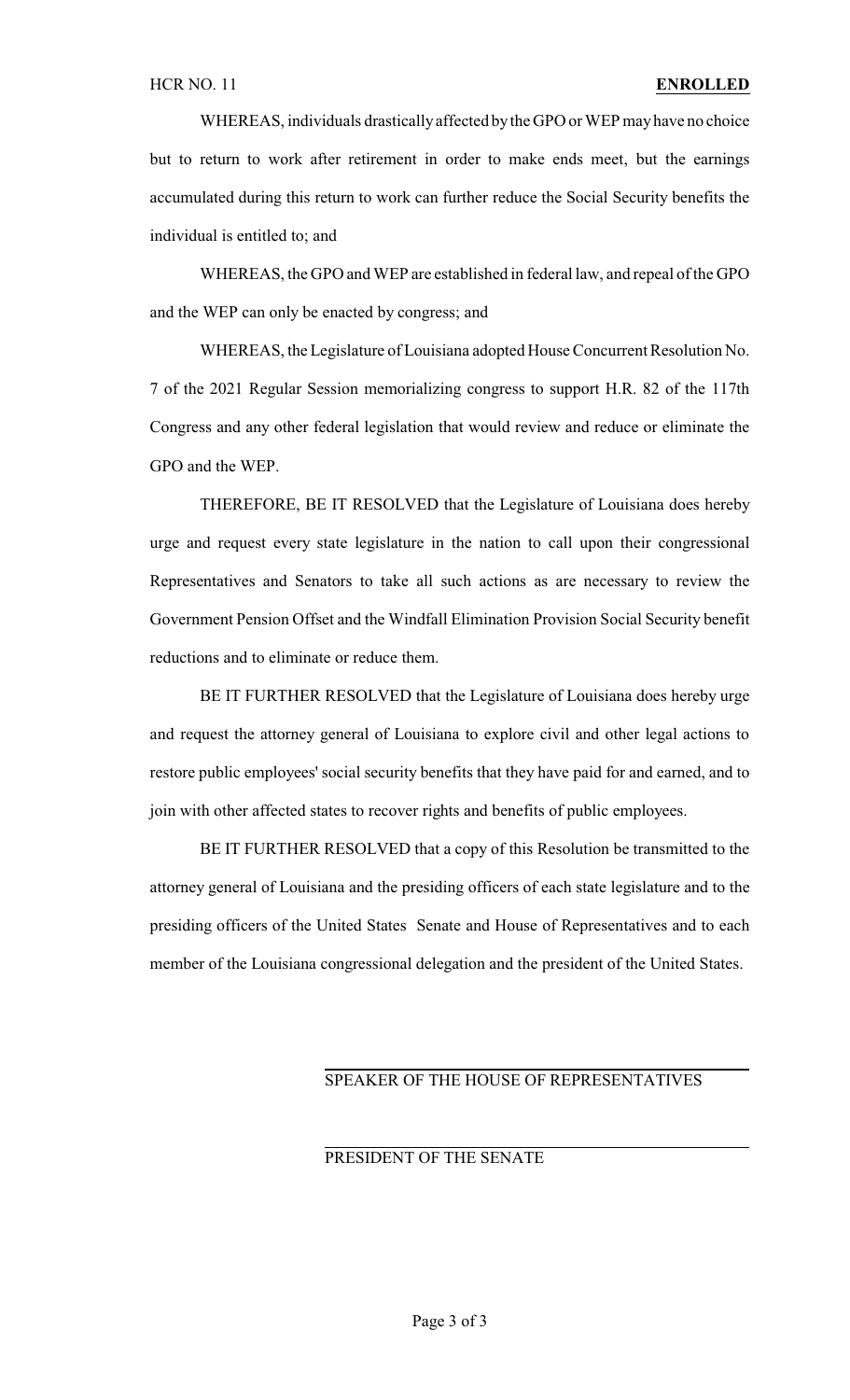WHEREAS, individuals drastically affected by the GPO or WEP may have no choice but to return to work after retirement in order to make ends meet, but the earnings accumulated during this return to work can further reduce the Social Security benefits the individual is entitled to; and

WHEREAS, the GPO and WEP are established in federal law, and repeal of the GPO and the WEP can only be enacted by congress; and

WHEREAS, the Legislature of Louisiana adopted House Concurrent Resolution No. 7 of the 2021 Regular Session memorializing congress to support H.R. 82 of the 117th Congress and any other federal legislation that would review and reduce or eliminate the GPO and the WEP.

THEREFORE, BE IT RESOLVED that the Legislature of Louisiana does hereby urge and request every state legislature in the nation to call upon their congressional Representatives and Senators to take all such actions as are necessary to review the Government Pension Offset and the Windfall Elimination Provision Social Security benefit reductions and to eliminate or reduce them.

BE IT FURTHER RESOLVED that the Legislature of Louisiana does hereby urge and request the attorney general of Louisiana to explore civil and other legal actions to restore public employees' social security benefits that they have paid for and earned, and to join with other affected states to recover rights and benefits of public employees.

BE IT FURTHER RESOLVED that a copy of this Resolution be transmitted to the attorney general of Louisiana and the presiding officers of each state legislature and to the presiding officers of the United States Senate and House of Representatives and to each member of the Louisiana congressional delegation and the president of the United States.

SPEAKER OF THE HOUSE OF REPRESENTATIVES

PRESIDENT OF THE SENATE